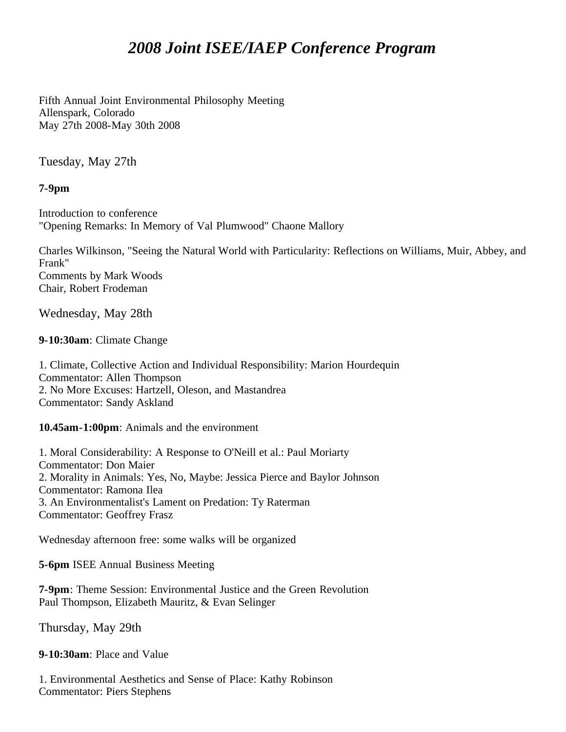# *2008 Joint ISEE/IAEP Conference Program*

Fifth Annual Joint Environmental Philosophy Meeting
Allenspark, Colorado
May 27th 2008-May 30th 2008

## Tuesday, May 27th

**7-9pm**

Introduction to conference
"Opening Remarks: In Memory of Val Plumwood" Chaone Mallory

Charles Wilkinson, "Seeing the Natural World with Particularity: Reflections on Williams, Muir, Abbey, and Frank"
Comments by Mark Woods
Chair, Robert Frodeman

## Wednesday, May 28th

**9-10:30am**: Climate Change

1. Climate, Collective Action and Individual Responsibility: Marion Hourdequin
Commentator: Allen Thompson
2. No More Excuses: Hartzell, Oleson, and Mastandrea
Commentator: Sandy Askland

**10.45am-1:00pm**: Animals and the environment

1. Moral Considerability: A Response to O'Neill et al.: Paul Moriarty
Commentator: Don Maier
2. Morality in Animals: Yes, No, Maybe: Jessica Pierce and Baylor Johnson
Commentator: Ramona Ilea
3. An Environmentalist's Lament on Predation: Ty Raterman
Commentator: Geoffrey Frasz

Wednesday afternoon free: some walks will be organized

**5-6pm** ISEE Annual Business Meeting

**7-9pm**: Theme Session: Environmental Justice and the Green Revolution
Paul Thompson, Elizabeth Mauritz, & Evan Selinger

## Thursday, May 29th

**9-10:30am**: Place and Value

1. Environmental Aesthetics and Sense of Place: Kathy Robinson
Commentator: Piers Stephens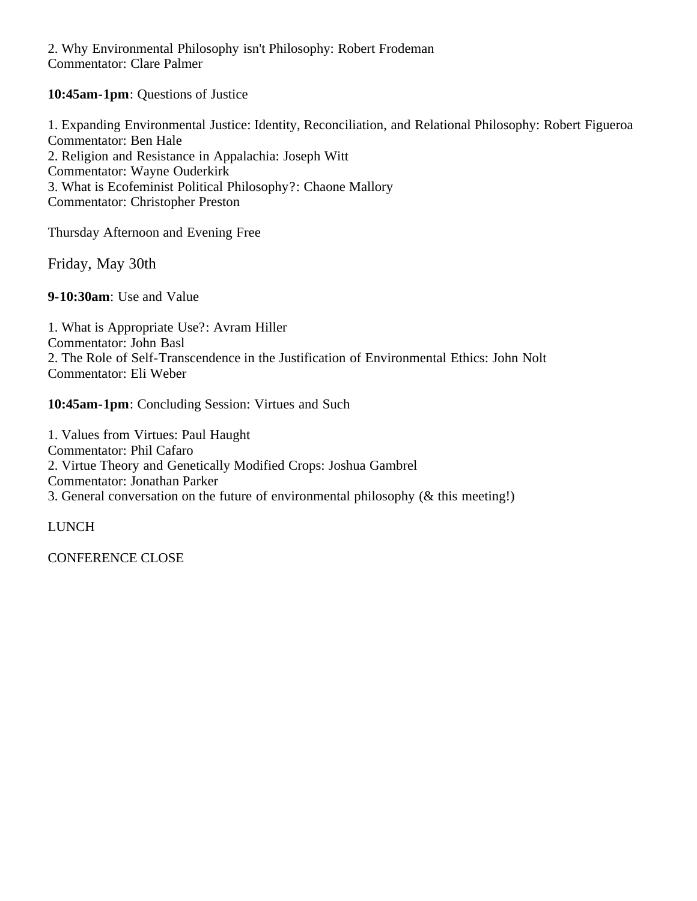2. Why Environmental Philosophy isn't Philosophy: Robert Frodeman
Commentator: Clare Palmer

**10:45am-1pm**: Questions of Justice

1. Expanding Environmental Justice: Identity, Reconciliation, and Relational Philosophy: Robert Figueroa
Commentator: Ben Hale
2. Religion and Resistance in Appalachia: Joseph Witt
Commentator: Wayne Ouderkirk
3. What is Ecofeminist Political Philosophy?: Chaone Mallory
Commentator: Christopher Preston

Thursday Afternoon and Evening Free

## Friday, May 30th

**9-10:30am**: Use and Value

1. What is Appropriate Use?: Avram Hiller
Commentator: John Basl
2. The Role of Self-Transcendence in the Justification of Environmental Ethics: John Nolt
Commentator: Eli Weber

**10:45am-1pm**: Concluding Session: Virtues and Such

1. Values from Virtues: Paul Haught
Commentator: Phil Cafaro
2. Virtue Theory and Genetically Modified Crops: Joshua Gambrel
Commentator: Jonathan Parker
3. General conversation on the future of environmental philosophy (& this meeting!)

LUNCH

CONFERENCE CLOSE